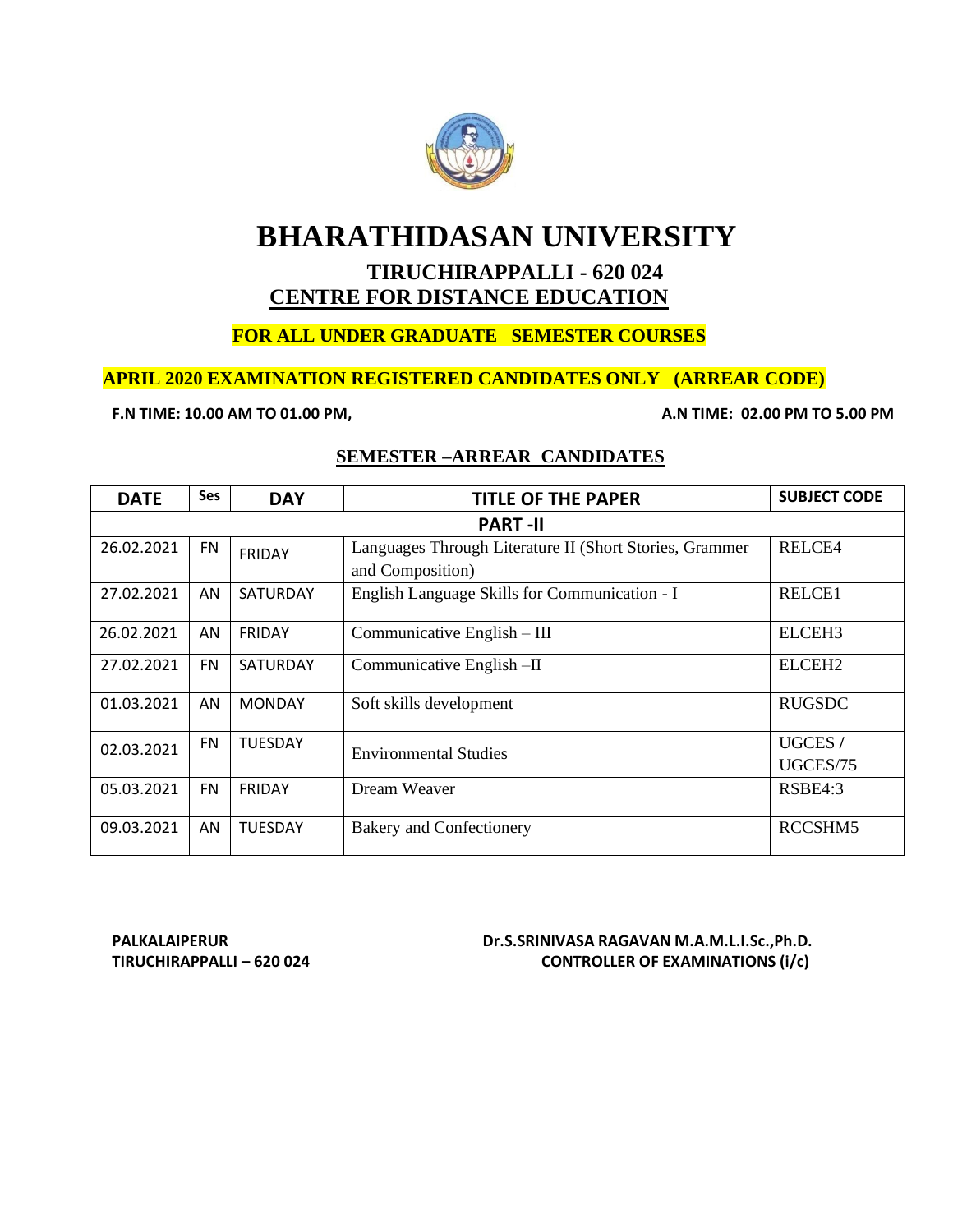# BHARATHIDASAN UNIVERSITY

## TIRUCHIRAPPALLI - 620 024

## CENTRE FOR DISTANCE EDUCATION

**FOR ALL UNDER GRADUATE SEMESTER COURSES**

**APRIL 2020 EXAMINATION REGISTERED CANDIDATES ONLY (ARREAR CODE)**

**F.N TIME: 10.00 AM TO 01.00 PM,** **A.N TIME: 02.00 PM TO 5.00 PM**

**SEMESTER –ARREAR CANDIDATES**

| DATE | Ses | DAY | TITLE OF THE PAPER | SUBJECT CODE |
|---|---|---|---|---|
| **PART -II** | | | | |
| 26.02.2021 | FN | FRIDAY | Languages Through Literature II (Short Stories, Grammer and Composition) | RELCE4 |
| 27.02.2021 | AN | SATURDAY | English Language Skills for Communication - I | RELCE1 |
| 26.02.2021 | AN | FRIDAY | Communicative English – III | ELCEH3 |
| 27.02.2021 | FN | SATURDAY | Communicative English –II | ELCEH2 |
| 01.03.2021 | AN | MONDAY | Soft skills development | RUGSDC |
| 02.03.2021 | FN | TUESDAY | Environmental Studies | UGCES / UGCES/75 |
| 05.03.2021 | FN | FRIDAY | Dream Weaver | RSBE4:3 |
| 09.03.2021 | AN | TUESDAY | Bakery and Confectionery | RCCSHM5 |

**PALKALAIPERUR**
**TIRUCHIRAPPALLI – 620 024**

**Dr.S.SRINIVASA RAGAVAN M.A.M.L.I.Sc.,Ph.D.**
**CONTROLLER OF EXAMINATIONS (i/c)**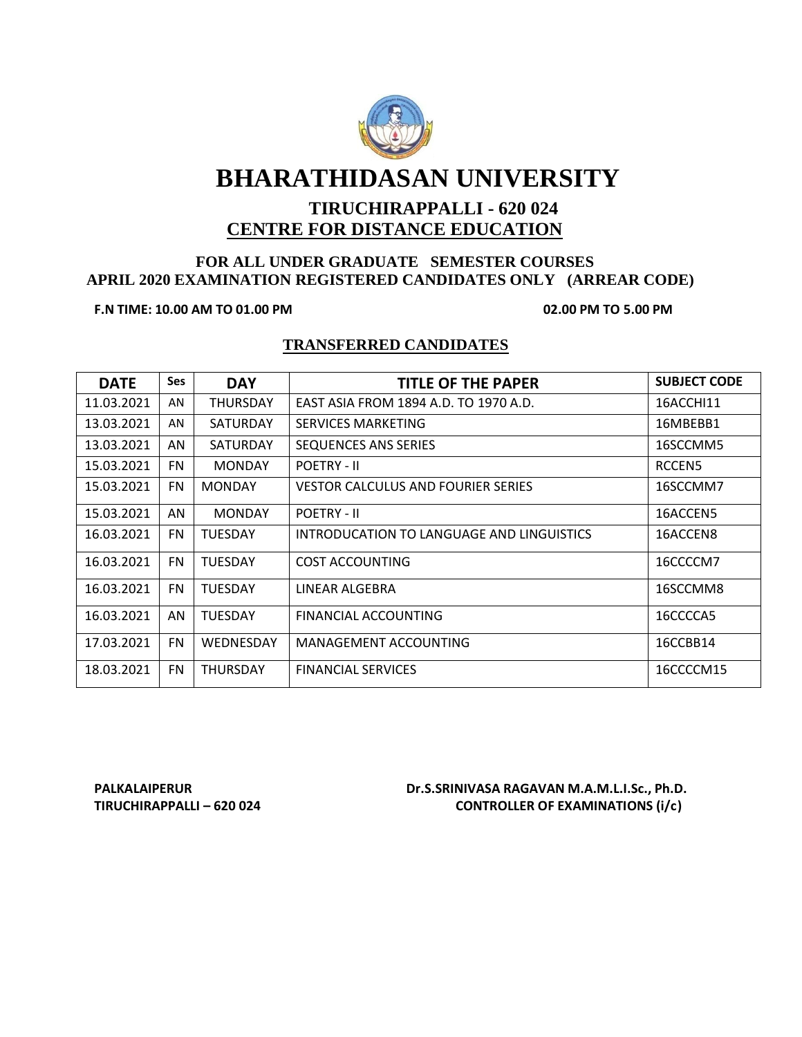# BHARATHIDASAN UNIVERSITY

## TIRUCHIRAPPALLI - 620 024

## CENTRE FOR DISTANCE EDUCATION

### FOR ALL UNDER GRADUATE SEMESTER COURSES
### APRIL 2020 EXAMINATION REGISTERED CANDIDATES ONLY (ARREAR CODE)

**F.N TIME: 10.00 AM TO 01.00 PM** **02.00 PM TO 5.00 PM**

### TRANSFERRED CANDIDATES

| DATE | Ses | DAY | TITLE OF THE PAPER | SUBJECT CODE |
|---|---|---|---|---|
| 11.03.2021 | AN | THURSDAY | EAST ASIA FROM 1894 A.D. TO 1970 A.D. | 16ACCHI11 |
| 13.03.2021 | AN | SATURDAY | SERVICES MARKETING | 16MBEBB1 |
| 13.03.2021 | AN | SATURDAY | SEQUENCES ANS SERIES | 16SCCMM5 |
| 15.03.2021 | FN | MONDAY | POETRY - II | RCCEN5 |
| 15.03.2021 | FN | MONDAY | VESTOR CALCULUS AND FOURIER SERIES | 16SCCMM7 |
| 15.03.2021 | AN | MONDAY | POETRY - II | 16ACCEN5 |
| 16.03.2021 | FN | TUESDAY | INTRODUCATION TO LANGUAGE AND LINGUISTICS | 16ACCEN8 |
| 16.03.2021 | FN | TUESDAY | COST ACCOUNTING | 16CCCCM7 |
| 16.03.2021 | FN | TUESDAY | LINEAR ALGEBRA | 16SCCMM8 |
| 16.03.2021 | AN | TUESDAY | FINANCIAL ACCOUNTING | 16CCCCA5 |
| 17.03.2021 | FN | WEDNESDAY | MANAGEMENT ACCOUNTING | 16CCBB14 |
| 18.03.2021 | FN | THURSDAY | FINANCIAL SERVICES | 16CCCCM15 |

**PALKALAIPERUR**
**TIRUCHIRAPPALLI – 620 024**

**Dr.S.SRINIVASA RAGAVAN M.A.M.L.I.Sc., Ph.D.**
**CONTROLLER OF EXAMINATIONS (i/c)**